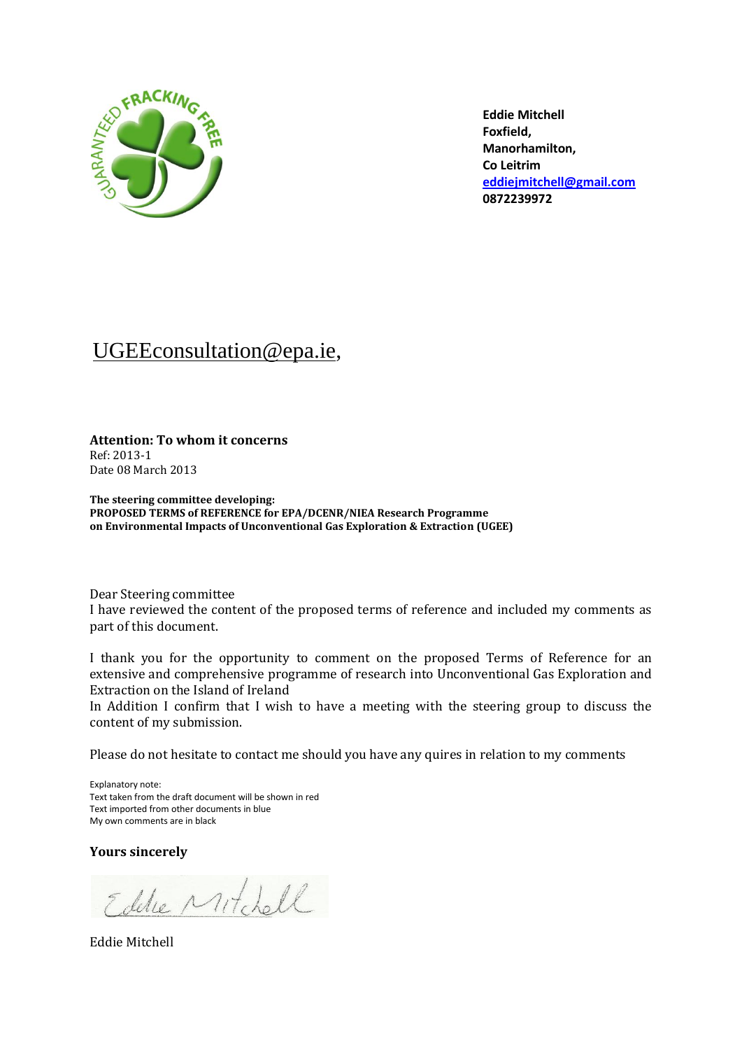GUARANTEED FRACKING FREE

**Eddie Mitchell**
**Foxfield,**
**Manorhamilton,**
**Co Leitrim**
**eddiejmitchell@gmail.com**
**0872239972**

UGEEconsultation@epa.ie,

**Attention: To whom it concerns**
Ref: 2013-1
Date 08 March 2013

**The steering committee developing:**
**PROPOSED TERMS of REFERENCE for EPA/DCENR/NIEA Research Programme on Environmental Impacts of Unconventional Gas Exploration & Extraction (UGEE)**

Dear Steering committee
I have reviewed the content of the proposed terms of reference and included my comments as part of this document.

I thank you for the opportunity to comment on the proposed Terms of Reference for an extensive and comprehensive programme of research into Unconventional Gas Exploration and Extraction on the Island of Ireland
In Addition I confirm that I wish to have a meeting with the steering group to discuss the content of my submission.

Please do not hesitate to contact me should you have any quires in relation to my comments

Explanatory note:
Text taken from the draft document will be shown in red
Text imported from other documents in blue
My own comments are in black

**Yours sincerely**

Eddie Mitchell

Eddie Mitchell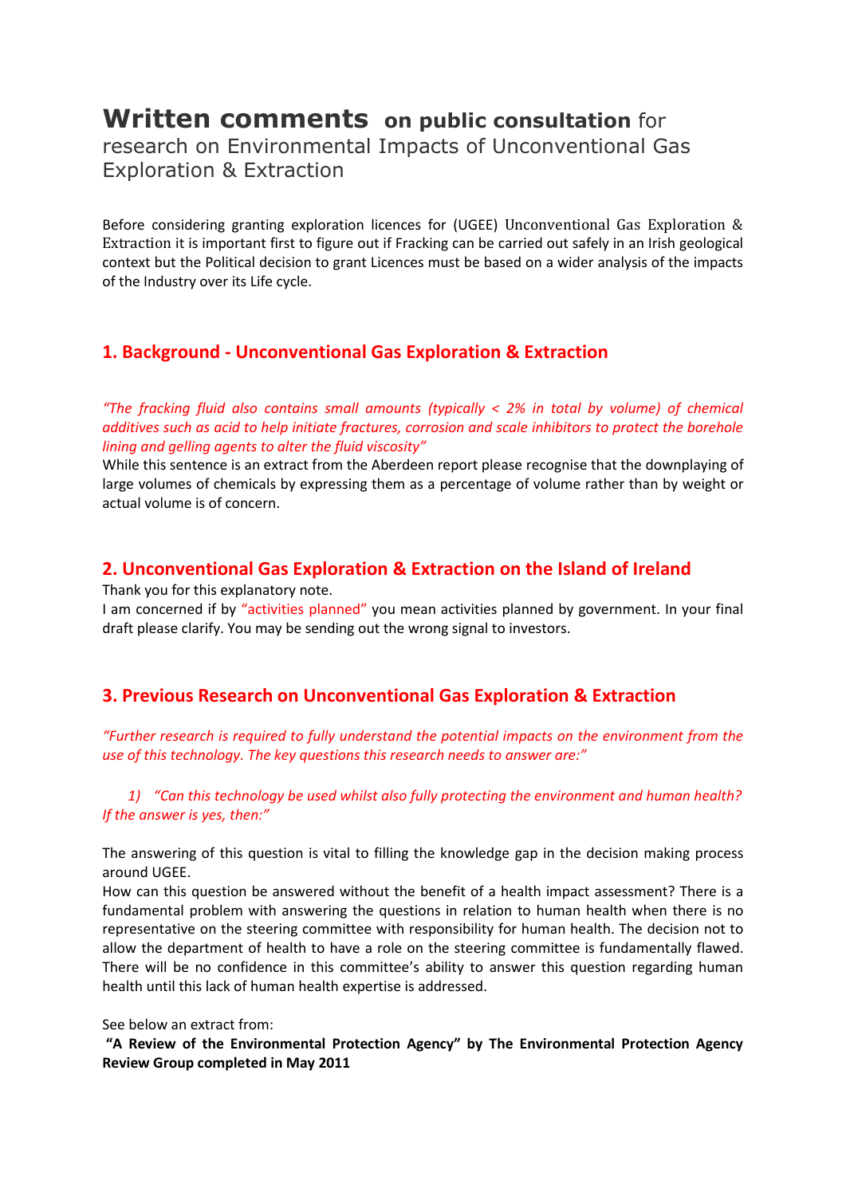# **Written comments** **on public consultation** for research on Environmental Impacts of Unconventional Gas Exploration & Extraction

Before considering granting exploration licences for (UGEE) Unconventional Gas Exploration & Extraction it is important first to figure out if Fracking can be carried out safely in an Irish geological context but the Political decision to grant Licences must be based on a wider analysis of the impacts of the Industry over its Life cycle.

## 1. Background - Unconventional Gas Exploration & Extraction

*"The fracking fluid also contains small amounts (typically < 2% in total by volume) of chemical additives such as acid to help initiate fractures, corrosion and scale inhibitors to protect the borehole lining and gelling agents to alter the fluid viscosity"*

While this sentence is an extract from the Aberdeen report please recognise that the downplaying of large volumes of chemicals by expressing them as a percentage of volume rather than by weight or actual volume is of concern.

## 2. Unconventional Gas Exploration & Extraction on the Island of Ireland

Thank you for this explanatory note.

I am concerned if by "activities planned" you mean activities planned by government. In your final draft please clarify. You may be sending out the wrong signal to investors.

## 3. Previous Research on Unconventional Gas Exploration & Extraction

*"Further research is required to fully understand the potential impacts on the environment from the use of this technology. The key questions this research needs to answer are:"*

1) *"Can this technology be used whilst also fully protecting the environment and human health? If the answer is yes, then:"*

The answering of this question is vital to filling the knowledge gap in the decision making process around UGEE.

How can this question be answered without the benefit of a health impact assessment? There is a fundamental problem with answering the questions in relation to human health when there is no representative on the steering committee with responsibility for human health. The decision not to allow the department of health to have a role on the steering committee is fundamentally flawed. There will be no confidence in this committee's ability to answer this question regarding human health until this lack of human health expertise is addressed.

See below an extract from:

**"A Review of the Environmental Protection Agency" by The Environmental Protection Agency Review Group completed in May 2011**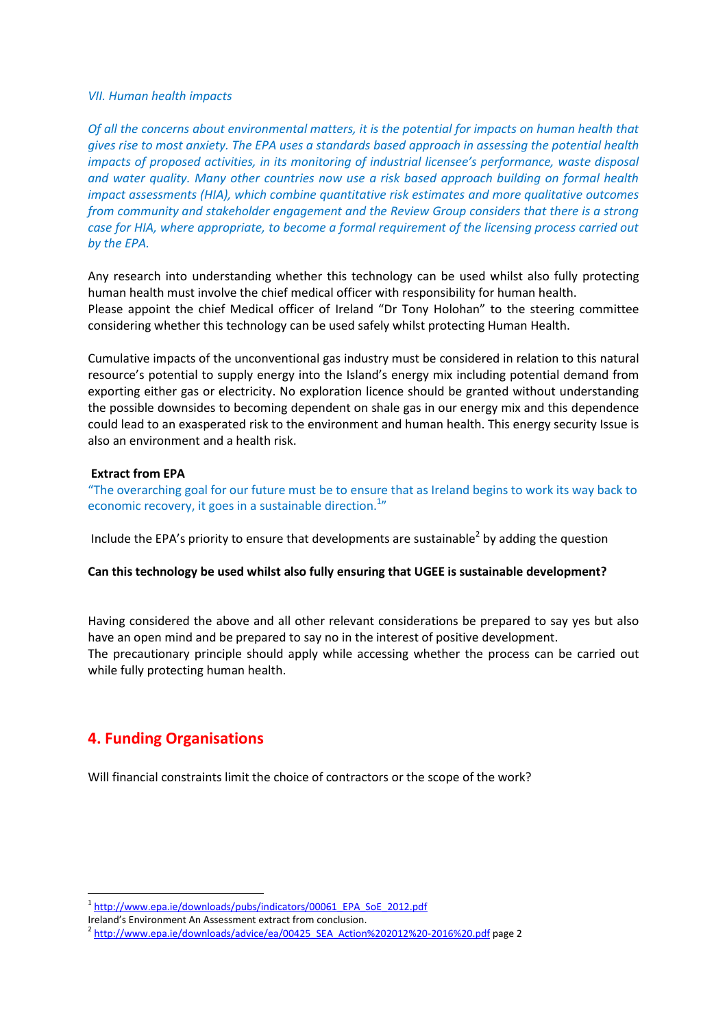*VII. Human health impacts*

*Of all the concerns about environmental matters, it is the potential for impacts on human health that gives rise to most anxiety. The EPA uses a standards based approach in assessing the potential health impacts of proposed activities, in its monitoring of industrial licensee's performance, waste disposal and water quality. Many other countries now use a risk based approach building on formal health impact assessments (HIA), which combine quantitative risk estimates and more qualitative outcomes from community and stakeholder engagement and the Review Group considers that there is a strong case for HIA, where appropriate, to become a formal requirement of the licensing process carried out by the EPA.*

Any research into understanding whether this technology can be used whilst also fully protecting human health must involve the chief medical officer with responsibility for human health.
Please appoint the chief Medical officer of Ireland "Dr Tony Holohan" to the steering committee considering whether this technology can be used safely whilst protecting Human Health.

Cumulative impacts of the unconventional gas industry must be considered in relation to this natural resource's potential to supply energy into the Island's energy mix including potential demand from exporting either gas or electricity. No exploration licence should be granted without understanding the possible downsides to becoming dependent on shale gas in our energy mix and this dependence could lead to an exasperated risk to the environment and human health. This energy security Issue is also an environment and a health risk.

**Extract from EPA**

"The overarching goal for our future must be to ensure that as Ireland begins to work its way back to economic recovery, it goes in a sustainable direction.[1]"

Include the EPA's priority to ensure that developments are sustainable[2] by adding the question

**Can this technology be used whilst also fully ensuring that UGEE is sustainable development?**

Having considered the above and all other relevant considerations be prepared to say yes but also have an open mind and be prepared to say no in the interest of positive development.
The precautionary principle should apply while accessing whether the process can be carried out while fully protecting human health.

## 4. Funding Organisations

Will financial constraints limit the choice of contractors or the scope of the work?

---

[1] http://www.epa.ie/downloads/pubs/indicators/00061_EPA_SoE_2012.pdf
Ireland's Environment An Assessment extract from conclusion.
[2] http://www.epa.ie/downloads/advice/ea/00425_SEA_Action%202012%20-2016%20.pdf page 2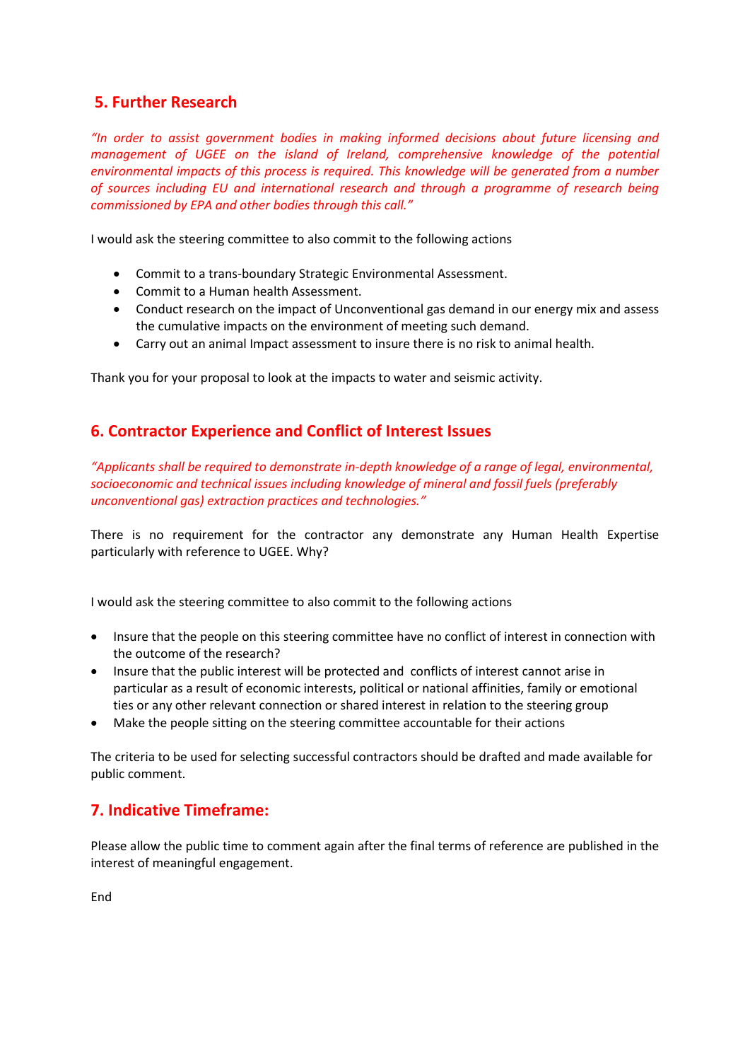## 5. Further Research

*"In order to assist government bodies in making informed decisions about future licensing and management of UGEE on the island of Ireland, comprehensive knowledge of the potential environmental impacts of this process is required. This knowledge will be generated from a number of sources including EU and international research and through a programme of research being commissioned by EPA and other bodies through this call."*

I would ask the steering committee to also commit to the following actions

- Commit to a trans-boundary Strategic Environmental Assessment.
- Commit to a Human health Assessment.
- Conduct research on the impact of Unconventional gas demand in our energy mix and assess the cumulative impacts on the environment of meeting such demand.
- Carry out an animal Impact assessment to insure there is no risk to animal health.

Thank you for your proposal to look at the impacts to water and seismic activity.

## 6. Contractor Experience and Conflict of Interest Issues

*"Applicants shall be required to demonstrate in-depth knowledge of a range of legal, environmental, socioeconomic and technical issues including knowledge of mineral and fossil fuels (preferably unconventional gas) extraction practices and technologies."*

There is no requirement for the contractor any demonstrate any Human Health Expertise particularly with reference to UGEE. Why?

I would ask the steering committee to also commit to the following actions

- Insure that the people on this steering committee have no conflict of interest in connection with the outcome of the research?
- Insure that the public interest will be protected and conflicts of interest cannot arise in particular as a result of economic interests, political or national affinities, family or emotional ties or any other relevant connection or shared interest in relation to the steering group
- Make the people sitting on the steering committee accountable for their actions

The criteria to be used for selecting successful contractors should be drafted and made available for public comment.

## 7. Indicative Timeframe:

Please allow the public time to comment again after the final terms of reference are published in the interest of meaningful engagement.

End